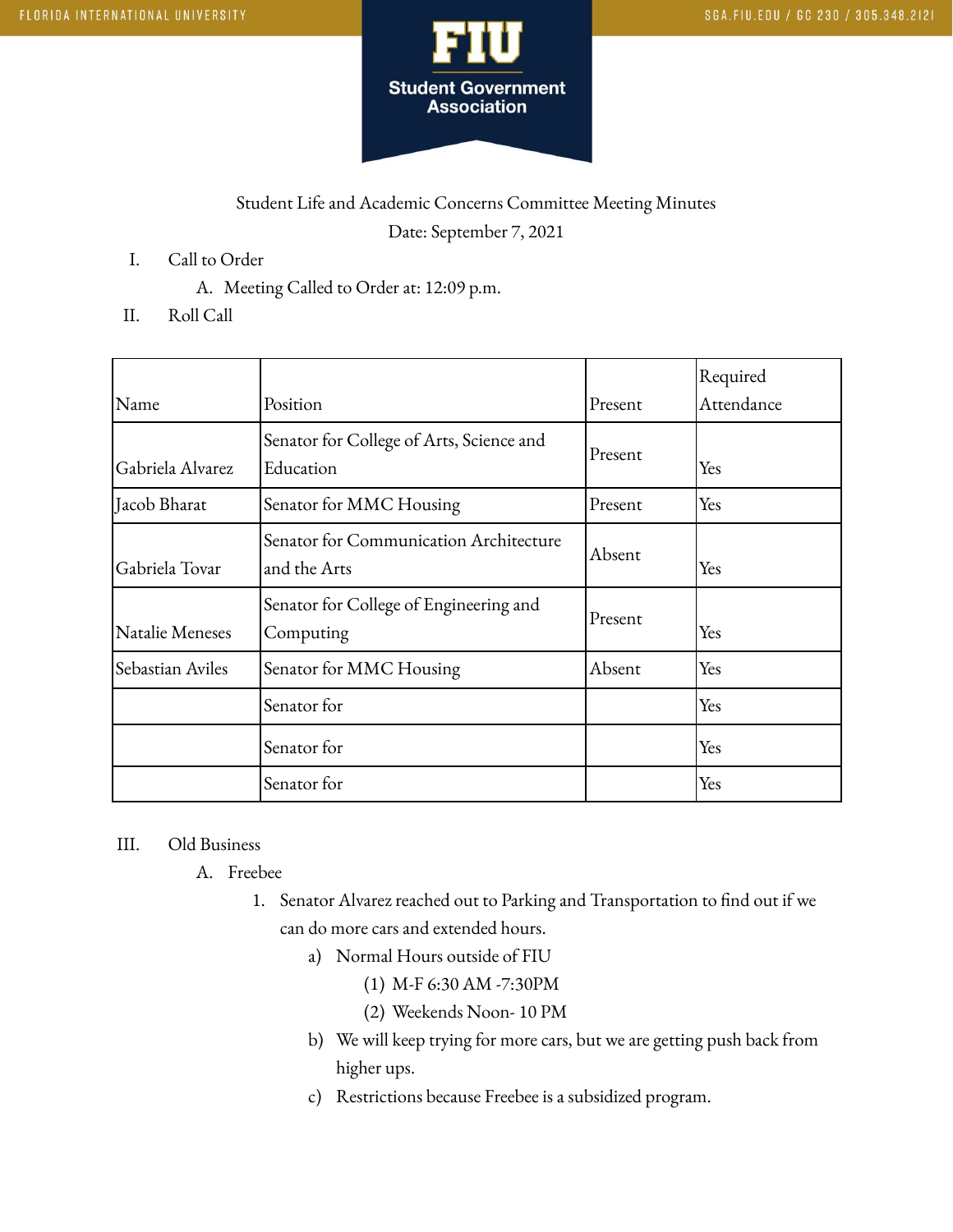Student Life and Academic Concerns Committee Meeting Minutes

Date: September 7, 2021

I. Call to Order
   A. Meeting Called to Order at: 12:09 p.m.

II. Roll Call

| Name | Position | Present | Required Attendance |
|---|---|---|---|
| Gabriela Alvarez | Senator for College of Arts, Science and Education | Present | Yes |
| Jacob Bharat | Senator for MMC Housing | Present | Yes |
| Gabriela Tovar | Senator for Communication Architecture and the Arts | Absent | Yes |
| Natalie Meneses | Senator for College of Engineering and Computing | Present | Yes |
| Sebastian Aviles | Senator for MMC Housing | Absent | Yes |
| | Senator for | | Yes |
| | Senator for | | Yes |
| | Senator for | | Yes |

III. Old Business
   A. Freebee
      1. Senator Alvarez reached out to Parking and Transportation to find out if we can do more cars and extended hours.
         a) Normal Hours outside of FIU
            (1) M-F 6:30 AM -7:30PM
            (2) Weekends Noon- 10 PM
         b) We will keep trying for more cars, but we are getting push back from higher ups.
         c) Restrictions because Freebee is a subsidized program.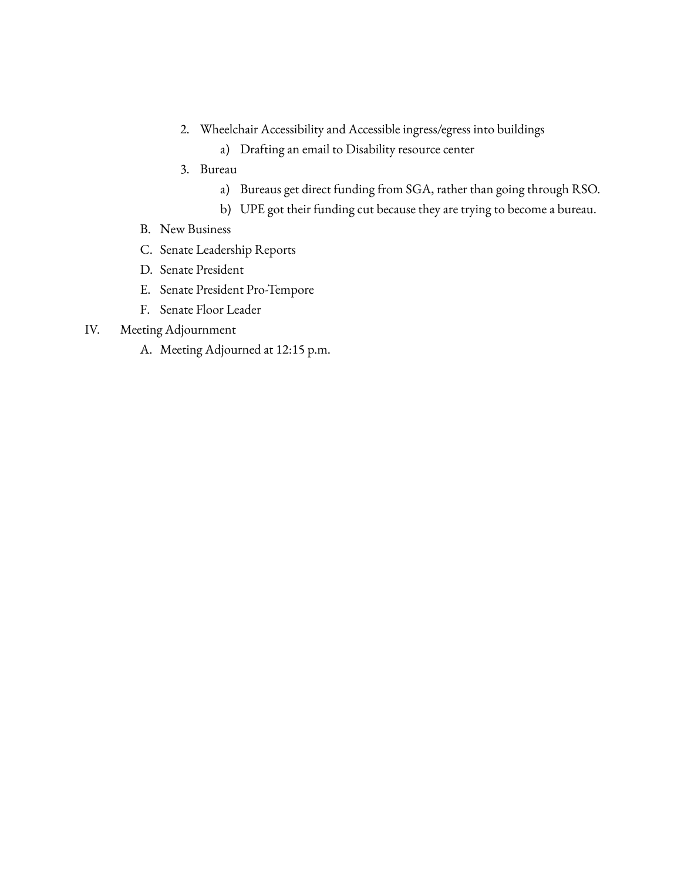2. Wheelchair Accessibility and Accessible ingress/egress into buildings
    a) Drafting an email to Disability resource center
3. Bureau
    a) Bureaus get direct funding from SGA, rather than going through RSO.
    b) UPE got their funding cut because they are trying to become a bureau.

B. New Business

C. Senate Leadership Reports

D. Senate President

E. Senate President Pro-Tempore

F. Senate Floor Leader

IV. Meeting Adjournment

A. Meeting Adjourned at 12:15 p.m.